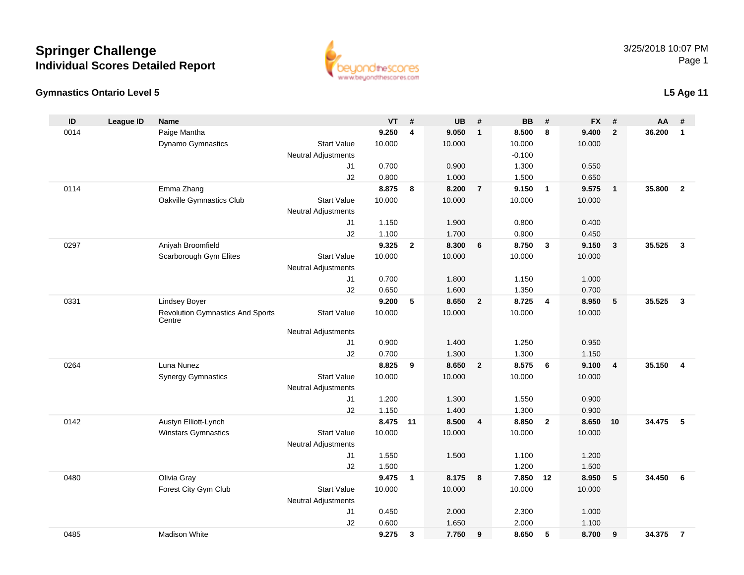# Springer Challenge
## Individual Scores Detailed Report

3/25/2018 10:07 PM

### Gymnastics Ontario Level 5

**L5 Age 11**

| ID | League ID | Name | | VT | # | UB | # | BB | # | FX | # | AA | # |
|---|---|---|---|---|---|---|---|---|---|---|---|---|---|
| 0014 | | Paige Mantha | | **9.250** | **4** | **9.050** | **1** | **8.500** | **8** | **9.400** | **2** | **36.200** | **1** |
| | | Dynamo Gymnastics | Start Value | 10.000 | | 10.000 | | 10.000 | | 10.000 | | | |
| | | | Neutral Adjustments | | | | | -0.100 | | | | | |
| | | | J1 | 0.700 | | 0.900 | | 1.300 | | 0.550 | | | |
| | | | J2 | 0.800 | | 1.000 | | 1.500 | | 0.650 | | | |
| 0114 | | Emma Zhang | | **8.875** | **8** | **8.200** | **7** | **9.150** | **1** | **9.575** | **1** | **35.800** | **2** |
| | | Oakville Gymnastics Club | Start Value | 10.000 | | 10.000 | | 10.000 | | 10.000 | | | |
| | | | Neutral Adjustments | | | | | | | | | | |
| | | | J1 | 1.150 | | 1.900 | | 0.800 | | 0.400 | | | |
| | | | J2 | 1.100 | | 1.700 | | 0.900 | | 0.450 | | | |
| 0297 | | Aniyah Broomfield | | **9.325** | **2** | **8.300** | **6** | **8.750** | **3** | **9.150** | **3** | **35.525** | **3** |
| | | Scarborough Gym Elites | Start Value | 10.000 | | 10.000 | | 10.000 | | 10.000 | | | |
| | | | Neutral Adjustments | | | | | | | | | | |
| | | | J1 | 0.700 | | 1.800 | | 1.150 | | 1.000 | | | |
| | | | J2 | 0.650 | | 1.600 | | 1.350 | | 0.700 | | | |
| 0331 | | Lindsey Boyer | | **9.200** | **5** | **8.650** | **2** | **8.725** | **4** | **8.950** | **5** | **35.525** | **3** |
| | | Revolution Gymnastics And Sports Centre | Start Value | 10.000 | | 10.000 | | 10.000 | | 10.000 | | | |
| | | | Neutral Adjustments | | | | | | | | | | |
| | | | J1 | 0.900 | | 1.400 | | 1.250 | | 0.950 | | | |
| | | | J2 | 0.700 | | 1.300 | | 1.300 | | 1.150 | | | |
| 0264 | | Luna Nunez | | **8.825** | **9** | **8.650** | **2** | **8.575** | **6** | **9.100** | **4** | **35.150** | **4** |
| | | Synergy Gymnastics | Start Value | 10.000 | | 10.000 | | 10.000 | | 10.000 | | | |
| | | | Neutral Adjustments | | | | | | | | | | |
| | | | J1 | 1.200 | | 1.300 | | 1.550 | | 0.900 | | | |
| | | | J2 | 1.150 | | 1.400 | | 1.300 | | 0.900 | | | |
| 0142 | | Austyn Elliott-Lynch | | **8.475** | **11** | **8.500** | **4** | **8.850** | **2** | **8.650** | **10** | **34.475** | **5** |
| | | Winstars Gymnastics | Start Value | 10.000 | | 10.000 | | 10.000 | | 10.000 | | | |
| | | | Neutral Adjustments | | | | | | | | | | |
| | | | J1 | 1.550 | | 1.500 | | 1.100 | | 1.200 | | | |
| | | | J2 | 1.500 | | | | 1.200 | | 1.500 | | | |
| 0480 | | Olivia Gray | | **9.475** | **1** | **8.175** | **8** | **7.850** | **12** | **8.950** | **5** | **34.450** | **6** |
| | | Forest City Gym Club | Start Value | 10.000 | | 10.000 | | 10.000 | | 10.000 | | | |
| | | | Neutral Adjustments | | | | | | | | | | |
| | | | J1 | 0.450 | | 2.000 | | 2.300 | | 1.000 | | | |
| | | | J2 | 0.600 | | 1.650 | | 2.000 | | 1.100 | | | |
| 0485 | | Madison White | | **9.275** | **3** | **7.750** | **9** | **8.650** | **5** | **8.700** | **9** | **34.375** | **7** |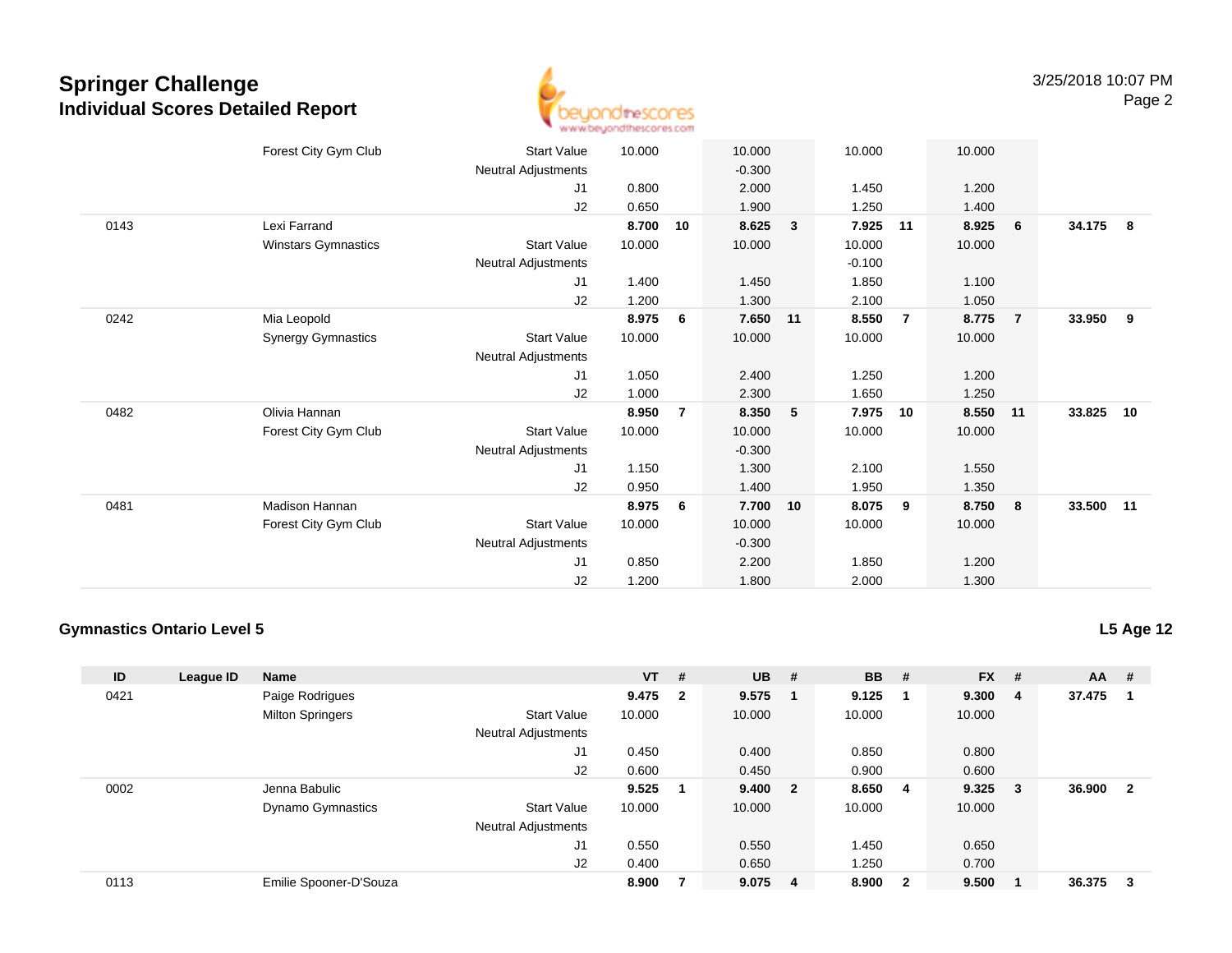## Springer Challenge
### Individual Scores Detailed Report

3/25/2018 10:07 PM

| ID | League ID | Name | | VT | # | UB | # | BB | # | FX | # | AA | # |
|---|---|---|---|---|---|---|---|---|---|---|---|---|---|
| | | Forest City Gym Club | Start Value | 10.000 | | 10.000 | | 10.000 | | 10.000 | | | |
| | | | Neutral Adjustments | | | -0.300 | | | | | | | |
| | | | J1 | 0.800 | | 2.000 | | 1.450 | | 1.200 | | | |
| | | | J2 | 0.650 | | 1.900 | | 1.250 | | 1.400 | | | |
| 0143 | | Lexi Farrand | | **8.700** | **10** | **8.625** | **3** | **7.925** | **11** | **8.925** | **6** | **34.175** | **8** |
| | | Winstars Gymnastics | Start Value | 10.000 | | 10.000 | | 10.000 | | 10.000 | | | |
| | | | Neutral Adjustments | | | | | -0.100 | | | | | |
| | | | J1 | 1.400 | | 1.450 | | 1.850 | | 1.100 | | | |
| | | | J2 | 1.200 | | 1.300 | | 2.100 | | 1.050 | | | |
| 0242 | | Mia Leopold | | **8.975** | **6** | **7.650** | **11** | **8.550** | **7** | **8.775** | **7** | **33.950** | **9** |
| | | Synergy Gymnastics | Start Value | 10.000 | | 10.000 | | 10.000 | | 10.000 | | | |
| | | | Neutral Adjustments | | | | | | | | | | |
| | | | J1 | 1.050 | | 2.400 | | 1.250 | | 1.200 | | | |
| | | | J2 | 1.000 | | 2.300 | | 1.650 | | 1.250 | | | |
| 0482 | | Olivia Hannan | | **8.950** | **7** | **8.350** | **5** | **7.975** | **10** | **8.550** | **11** | **33.825** | **10** |
| | | Forest City Gym Club | Start Value | 10.000 | | 10.000 | | 10.000 | | 10.000 | | | |
| | | | Neutral Adjustments | | | -0.300 | | | | | | | |
| | | | J1 | 1.150 | | 1.300 | | 2.100 | | 1.550 | | | |
| | | | J2 | 0.950 | | 1.400 | | 1.950 | | 1.350 | | | |
| 0481 | | Madison Hannan | | **8.975** | **6** | **7.700** | **10** | **8.075** | **9** | **8.750** | **8** | **33.500** | **11** |
| | | Forest City Gym Club | Start Value | 10.000 | | 10.000 | | 10.000 | | 10.000 | | | |
| | | | Neutral Adjustments | | | -0.300 | | | | | | | |
| | | | J1 | 0.850 | | 2.200 | | 1.850 | | 1.200 | | | |
| | | | J2 | 1.200 | | 1.800 | | 2.000 | | 1.300 | | | |

### Gymnastics Ontario Level 5

**L5 Age 12**

| ID | League ID | Name | | VT | # | UB | # | BB | # | FX | # | AA | # |
|---|---|---|---|---|---|---|---|---|---|---|---|---|---|
| 0421 | | Paige Rodrigues | | **9.475** | **2** | **9.575** | **1** | **9.125** | **1** | **9.300** | **4** | **37.475** | **1** |
| | | Milton Springers | Start Value | 10.000 | | 10.000 | | 10.000 | | 10.000 | | | |
| | | | Neutral Adjustments | | | | | | | | | | |
| | | | J1 | 0.450 | | 0.400 | | 0.850 | | 0.800 | | | |
| | | | J2 | 0.600 | | 0.450 | | 0.900 | | 0.600 | | | |
| 0002 | | Jenna Babulic | | **9.525** | **1** | **9.400** | **2** | **8.650** | **4** | **9.325** | **3** | **36.900** | **2** |
| | | Dynamo Gymnastics | Start Value | 10.000 | | 10.000 | | 10.000 | | 10.000 | | | |
| | | | Neutral Adjustments | | | | | | | | | | |
| | | | J1 | 0.550 | | 0.550 | | 1.450 | | 0.650 | | | |
| | | | J2 | 0.400 | | 0.650 | | 1.250 | | 0.700 | | | |
| 0113 | | Emilie Spooner-D'Souza | | **8.900** | **7** | **9.075** | **4** | **8.900** | **2** | **9.500** | **1** | **36.375** | **3** |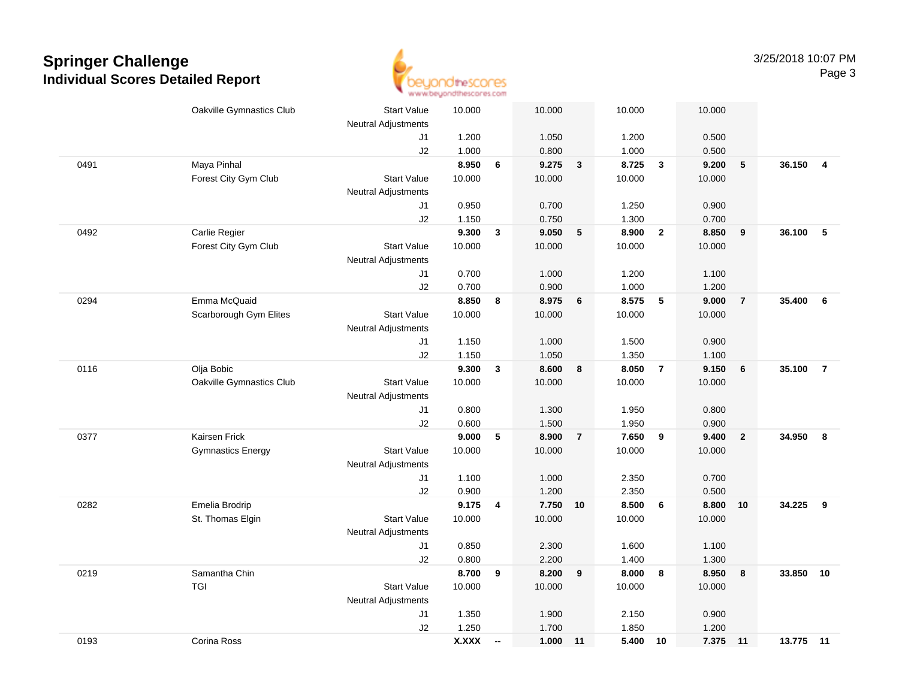# Springer Challenge
## Individual Scores Detailed Report

3/25/2018 10:07 PM

| # | Name / Club | | Score | Rank | Score | Rank | Score | Rank | Score | Rank | AA | Rank |
|---|---|---|---|---|---|---|---|---|---|---|---|---|
| | Oakville Gymnastics Club | Start Value | 10.000 | | 10.000 | | 10.000 | | 10.000 | | | |
| | | Neutral Adjustments | | | | | | | | | | |
| | | J1 | 1.200 | | 1.050 | | 1.200 | | 0.500 | | | |
| | | J2 | 1.000 | | 0.800 | | 1.000 | | 0.500 | | | |
| 0491 | Maya Pinhal | | **8.950** | **6** | **9.275** | **3** | **8.725** | **3** | **9.200** | **5** | **36.150** | **4** |
| | Forest City Gym Club | Start Value | 10.000 | | 10.000 | | 10.000 | | 10.000 | | | |
| | | Neutral Adjustments | | | | | | | | | | |
| | | J1 | 0.950 | | 0.700 | | 1.250 | | 0.900 | | | |
| | | J2 | 1.150 | | 0.750 | | 1.300 | | 0.700 | | | |
| 0492 | Carlie Regier | | **9.300** | **3** | **9.050** | **5** | **8.900** | **2** | **8.850** | **9** | **36.100** | **5** |
| | Forest City Gym Club | Start Value | 10.000 | | 10.000 | | 10.000 | | 10.000 | | | |
| | | Neutral Adjustments | | | | | | | | | | |
| | | J1 | 0.700 | | 1.000 | | 1.200 | | 1.100 | | | |
| | | J2 | 0.700 | | 0.900 | | 1.000 | | 1.200 | | | |
| 0294 | Emma McQuaid | | **8.850** | **8** | **8.975** | **6** | **8.575** | **5** | **9.000** | **7** | **35.400** | **6** |
| | Scarborough Gym Elites | Start Value | 10.000 | | 10.000 | | 10.000 | | 10.000 | | | |
| | | Neutral Adjustments | | | | | | | | | | |
| | | J1 | 1.150 | | 1.000 | | 1.500 | | 0.900 | | | |
| | | J2 | 1.150 | | 1.050 | | 1.350 | | 1.100 | | | |
| 0116 | Olja Bobic | | **9.300** | **3** | **8.600** | **8** | **8.050** | **7** | **9.150** | **6** | **35.100** | **7** |
| | Oakville Gymnastics Club | Start Value | 10.000 | | 10.000 | | 10.000 | | 10.000 | | | |
| | | Neutral Adjustments | | | | | | | | | | |
| | | J1 | 0.800 | | 1.300 | | 1.950 | | 0.800 | | | |
| | | J2 | 0.600 | | 1.500 | | 1.950 | | 0.900 | | | |
| 0377 | Kairsen Frick | | **9.000** | **5** | **8.900** | **7** | **7.650** | **9** | **9.400** | **2** | **34.950** | **8** |
| | Gymnastics Energy | Start Value | 10.000 | | 10.000 | | 10.000 | | 10.000 | | | |
| | | Neutral Adjustments | | | | | | | | | | |
| | | J1 | 1.100 | | 1.000 | | 2.350 | | 0.700 | | | |
| | | J2 | 0.900 | | 1.200 | | 2.350 | | 0.500 | | | |
| 0282 | Emelia Brodrip | | **9.175** | **4** | **7.750** | **10** | **8.500** | **6** | **8.800** | **10** | **34.225** | **9** |
| | St. Thomas Elgin | Start Value | 10.000 | | 10.000 | | 10.000 | | 10.000 | | | |
| | | Neutral Adjustments | | | | | | | | | | |
| | | J1 | 0.850 | | 2.300 | | 1.600 | | 1.100 | | | |
| | | J2 | 0.800 | | 2.200 | | 1.400 | | 1.300 | | | |
| 0219 | Samantha Chin | | **8.700** | **9** | **8.200** | **9** | **8.000** | **8** | **8.950** | **8** | **33.850** | **10** |
| | TGI | Start Value | 10.000 | | 10.000 | | 10.000 | | 10.000 | | | |
| | | Neutral Adjustments | | | | | | | | | | |
| | | J1 | 1.350 | | 1.900 | | 2.150 | | 0.900 | | | |
| | | J2 | 1.250 | | 1.700 | | 1.850 | | 1.200 | | | |
| 0193 | Corina Ross | | **X.XXX** | **--** | **1.000** | **11** | **5.400** | **10** | **7.375** | **11** | **13.775** | **11** |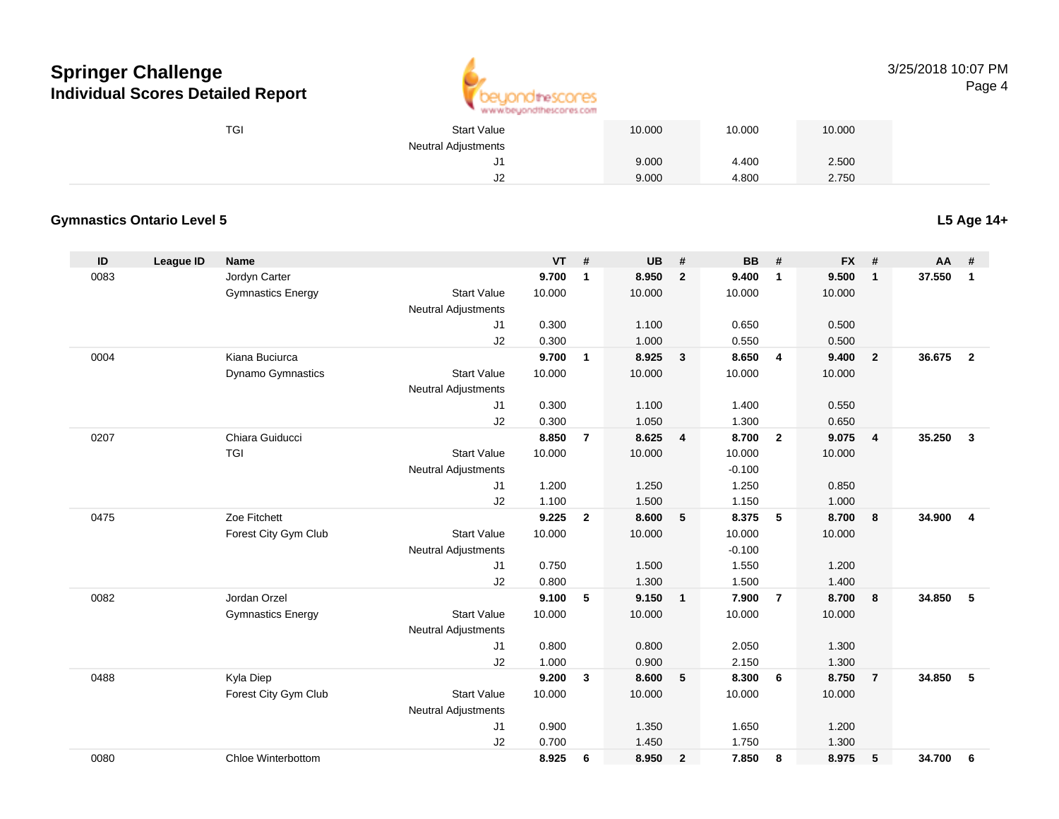| | | | | | | | | | | | | |
|---|---|---|---|---|---|---|---|---|---|---|---|---|
| | | TGI | Start Value | | | 10.000 | | 10.000 | | 10.000 | | |
| | | | Neutral Adjustments | | | | | | | | | |
| | | | J1 | | | 9.000 | | 4.400 | | 2.500 | | |
| | | | J2 | | | 9.000 | | 4.800 | | 2.750 | | |

**Gymnastics Ontario Level 5**

**L5 Age 14+**

| ID | League ID | Name | | VT | # | UB | # | BB | # | FX | # | AA | # |
|---|---|---|---|---|---|---|---|---|---|---|---|---|---|
| 0083 | | Jordyn Carter | | **9.700** | **1** | **8.950** | **2** | **9.400** | **1** | **9.500** | **1** | **37.550** | **1** |
| | | Gymnastics Energy | Start Value | 10.000 | | 10.000 | | 10.000 | | 10.000 | | | |
| | | | Neutral Adjustments | | | | | | | | | | |
| | | | J1 | 0.300 | | 1.100 | | 0.650 | | 0.500 | | | |
| | | | J2 | 0.300 | | 1.000 | | 0.550 | | 0.500 | | | |
| 0004 | | Kiana Buciurca | | **9.700** | **1** | **8.925** | **3** | **8.650** | **4** | **9.400** | **2** | **36.675** | **2** |
| | | Dynamo Gymnastics | Start Value | 10.000 | | 10.000 | | 10.000 | | 10.000 | | | |
| | | | Neutral Adjustments | | | | | | | | | | |
| | | | J1 | 0.300 | | 1.100 | | 1.400 | | 0.550 | | | |
| | | | J2 | 0.300 | | 1.050 | | 1.300 | | 0.650 | | | |
| 0207 | | Chiara Guiducci | | **8.850** | **7** | **8.625** | **4** | **8.700** | **2** | **9.075** | **4** | **35.250** | **3** |
| | | TGI | Start Value | 10.000 | | 10.000 | | 10.000 | | 10.000 | | | |
| | | | Neutral Adjustments | | | | | -0.100 | | | | | |
| | | | J1 | 1.200 | | 1.250 | | 1.250 | | 0.850 | | | |
| | | | J2 | 1.100 | | 1.500 | | 1.150 | | 1.000 | | | |
| 0475 | | Zoe Fitchett | | **9.225** | **2** | **8.600** | **5** | **8.375** | **5** | **8.700** | **8** | **34.900** | **4** |
| | | Forest City Gym Club | Start Value | 10.000 | | 10.000 | | 10.000 | | 10.000 | | | |
| | | | Neutral Adjustments | | | | | -0.100 | | | | | |
| | | | J1 | 0.750 | | 1.500 | | 1.550 | | 1.200 | | | |
| | | | J2 | 0.800 | | 1.300 | | 1.500 | | 1.400 | | | |
| 0082 | | Jordan Orzel | | **9.100** | **5** | **9.150** | **1** | **7.900** | **7** | **8.700** | **8** | **34.850** | **5** |
| | | Gymnastics Energy | Start Value | 10.000 | | 10.000 | | 10.000 | | 10.000 | | | |
| | | | Neutral Adjustments | | | | | | | | | | |
| | | | J1 | 0.800 | | 0.800 | | 2.050 | | 1.300 | | | |
| | | | J2 | 1.000 | | 0.900 | | 2.150 | | 1.300 | | | |
| 0488 | | Kyla Diep | | **9.200** | **3** | **8.600** | **5** | **8.300** | **6** | **8.750** | **7** | **34.850** | **5** |
| | | Forest City Gym Club | Start Value | 10.000 | | 10.000 | | 10.000 | | 10.000 | | | |
| | | | Neutral Adjustments | | | | | | | | | | |
| | | | J1 | 0.900 | | 1.350 | | 1.650 | | 1.200 | | | |
| | | | J2 | 0.700 | | 1.450 | | 1.750 | | 1.300 | | | |
| 0080 | | Chloe Winterbottom | | **8.925** | **6** | **8.950** | **2** | **7.850** | **8** | **8.975** | **5** | **34.700** | **6** |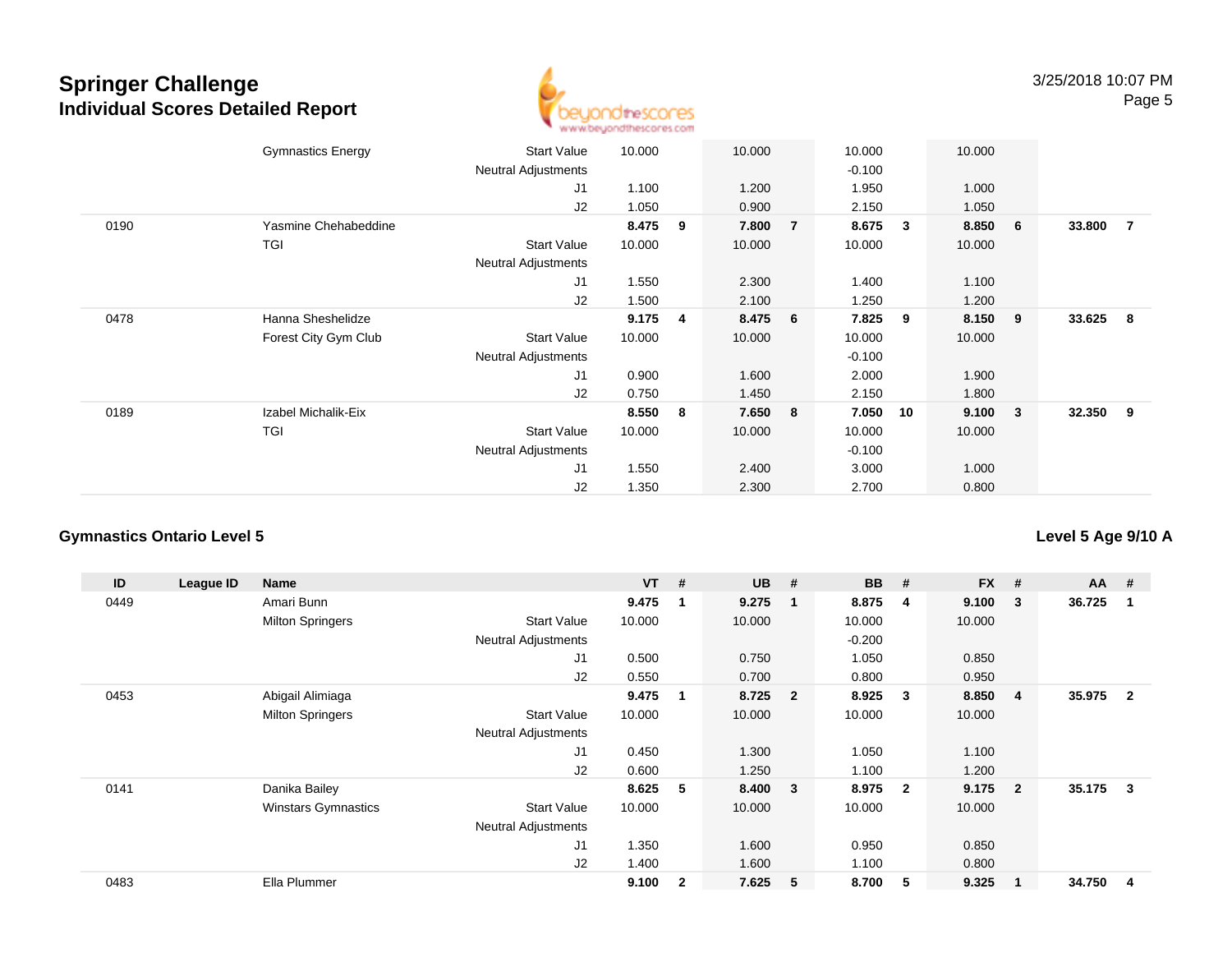# Springer Challenge

## Individual Scores Detailed Report

3/25/2018 10:07 PM

| ID | League ID | Name | | VT | # | UB | # | BB | # | FX | # | AA | # |
|---|---|---|---|---|---|---|---|---|---|---|---|---|---|
| | | Gymnastics Energy | Start Value | 10.000 | | 10.000 | | 10.000 | | 10.000 | | | |
| | | | Neutral Adjustments | | | | | -0.100 | | | | | |
| | | | J1 | 1.100 | | 1.200 | | 1.950 | | 1.000 | | | |
| | | | J2 | 1.050 | | 0.900 | | 2.150 | | 1.050 | | | |
| 0190 | | Yasmine Chehabeddine | | **8.475** | **9** | **7.800** | **7** | **8.675** | **3** | **8.850** | **6** | **33.800** | **7** |
| | | TGI | Start Value | 10.000 | | 10.000 | | 10.000 | | 10.000 | | | |
| | | | Neutral Adjustments | | | | | | | | | | |
| | | | J1 | 1.550 | | 2.300 | | 1.400 | | 1.100 | | | |
| | | | J2 | 1.500 | | 2.100 | | 1.250 | | 1.200 | | | |
| 0478 | | Hanna Sheshelidze | | **9.175** | **4** | **8.475** | **6** | **7.825** | **9** | **8.150** | **9** | **33.625** | **8** |
| | | Forest City Gym Club | Start Value | 10.000 | | 10.000 | | 10.000 | | 10.000 | | | |
| | | | Neutral Adjustments | | | | | -0.100 | | | | | |
| | | | J1 | 0.900 | | 1.600 | | 2.000 | | 1.900 | | | |
| | | | J2 | 0.750 | | 1.450 | | 2.150 | | 1.800 | | | |
| 0189 | | Izabel Michalik-Eix | | **8.550** | **8** | **7.650** | **8** | **7.050** | **10** | **9.100** | **3** | **32.350** | **9** |
| | | TGI | Start Value | 10.000 | | 10.000 | | 10.000 | | 10.000 | | | |
| | | | Neutral Adjustments | | | | | -0.100 | | | | | |
| | | | J1 | 1.550 | | 2.400 | | 3.000 | | 1.000 | | | |
| | | | J2 | 1.350 | | 2.300 | | 2.700 | | 0.800 | | | |

### Gymnastics Ontario Level 5

### Level 5 Age 9/10 A

| ID | League ID | Name | | VT | # | UB | # | BB | # | FX | # | AA | # |
|---|---|---|---|---|---|---|---|---|---|---|---|---|---|
| 0449 | | Amari Bunn | | **9.475** | **1** | **9.275** | **1** | **8.875** | **4** | **9.100** | **3** | **36.725** | **1** |
| | | Milton Springers | Start Value | 10.000 | | 10.000 | | 10.000 | | 10.000 | | | |
| | | | Neutral Adjustments | | | | | -0.200 | | | | | |
| | | | J1 | 0.500 | | 0.750 | | 1.050 | | 0.850 | | | |
| | | | J2 | 0.550 | | 0.700 | | 0.800 | | 0.950 | | | |
| 0453 | | Abigail Alimiaga | | **9.475** | **1** | **8.725** | **2** | **8.925** | **3** | **8.850** | **4** | **35.975** | **2** |
| | | Milton Springers | Start Value | 10.000 | | 10.000 | | 10.000 | | 10.000 | | | |
| | | | Neutral Adjustments | | | | | | | | | | |
| | | | J1 | 0.450 | | 1.300 | | 1.050 | | 1.100 | | | |
| | | | J2 | 0.600 | | 1.250 | | 1.100 | | 1.200 | | | |
| 0141 | | Danika Bailey | | **8.625** | **5** | **8.400** | **3** | **8.975** | **2** | **9.175** | **2** | **35.175** | **3** |
| | | Winstars Gymnastics | Start Value | 10.000 | | 10.000 | | 10.000 | | 10.000 | | | |
| | | | Neutral Adjustments | | | | | | | | | | |
| | | | J1 | 1.350 | | 1.600 | | 0.950 | | 0.850 | | | |
| | | | J2 | 1.400 | | 1.600 | | 1.100 | | 0.800 | | | |
| 0483 | | Ella Plummer | | **9.100** | **2** | **7.625** | **5** | **8.700** | **5** | **9.325** | **1** | **34.750** | **4** |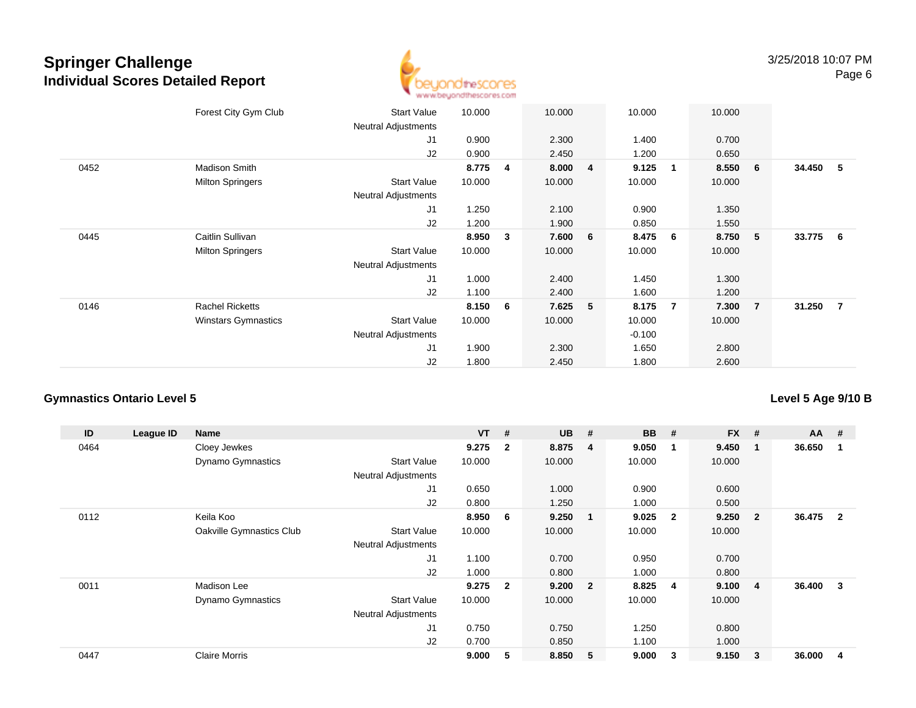## Springer Challenge
### Individual Scores Detailed Report

3/25/2018 10:07 PM

| ID | League ID | Name | | VT | # | UB | # | BB | # | FX | # | AA | # |
|---|---|---|---|---|---|---|---|---|---|---|---|---|---|
| | | Forest City Gym Club | Start Value | 10.000 | | 10.000 | | 10.000 | | 10.000 | | | |
| | | | Neutral Adjustments | | | | | | | | | | |
| | | | J1 | 0.900 | | 2.300 | | 1.400 | | 0.700 | | | |
| | | | J2 | 0.900 | | 2.450 | | 1.200 | | 0.650 | | | |
| 0452 | | Madison Smith | | **8.775** | **4** | **8.000** | **4** | **9.125** | **1** | **8.550** | **6** | **34.450** | **5** |
| | | Milton Springers | Start Value | 10.000 | | 10.000 | | 10.000 | | 10.000 | | | |
| | | | Neutral Adjustments | | | | | | | | | | |
| | | | J1 | 1.250 | | 2.100 | | 0.900 | | 1.350 | | | |
| | | | J2 | 1.200 | | 1.900 | | 0.850 | | 1.550 | | | |
| 0445 | | Caitlin Sullivan | | **8.950** | **3** | **7.600** | **6** | **8.475** | **6** | **8.750** | **5** | **33.775** | **6** |
| | | Milton Springers | Start Value | 10.000 | | 10.000 | | 10.000 | | 10.000 | | | |
| | | | Neutral Adjustments | | | | | | | | | | |
| | | | J1 | 1.000 | | 2.400 | | 1.450 | | 1.300 | | | |
| | | | J2 | 1.100 | | 2.400 | | 1.600 | | 1.200 | | | |
| 0146 | | Rachel Ricketts | | **8.150** | **6** | **7.625** | **5** | **8.175** | **7** | **7.300** | **7** | **31.250** | **7** |
| | | Winstars Gymnastics | Start Value | 10.000 | | 10.000 | | 10.000 | | 10.000 | | | |
| | | | Neutral Adjustments | | | | | -0.100 | | | | | |
| | | | J1 | 1.900 | | 2.300 | | 1.650 | | 2.800 | | | |
| | | | J2 | 1.800 | | 2.450 | | 1.800 | | 2.600 | | | |

### Gymnastics Ontario Level 5

**Level 5 Age 9/10 B**

| ID | League ID | Name | | VT | # | UB | # | BB | # | FX | # | AA | # |
|---|---|---|---|---|---|---|---|---|---|---|---|---|---|
| 0464 | | Cloey Jewkes | | **9.275** | **2** | **8.875** | **4** | **9.050** | **1** | **9.450** | **1** | **36.650** | **1** |
| | | Dynamo Gymnastics | Start Value | 10.000 | | 10.000 | | 10.000 | | 10.000 | | | |
| | | | Neutral Adjustments | | | | | | | | | | |
| | | | J1 | 0.650 | | 1.000 | | 0.900 | | 0.600 | | | |
| | | | J2 | 0.800 | | 1.250 | | 1.000 | | 0.500 | | | |
| 0112 | | Keila Koo | | **8.950** | **6** | **9.250** | **1** | **9.025** | **2** | **9.250** | **2** | **36.475** | **2** |
| | | Oakville Gymnastics Club | Start Value | 10.000 | | 10.000 | | 10.000 | | 10.000 | | | |
| | | | Neutral Adjustments | | | | | | | | | | |
| | | | J1 | 1.100 | | 0.700 | | 0.950 | | 0.700 | | | |
| | | | J2 | 1.000 | | 0.800 | | 1.000 | | 0.800 | | | |
| 0011 | | Madison Lee | | **9.275** | **2** | **9.200** | **2** | **8.825** | **4** | **9.100** | **4** | **36.400** | **3** |
| | | Dynamo Gymnastics | Start Value | 10.000 | | 10.000 | | 10.000 | | 10.000 | | | |
| | | | Neutral Adjustments | | | | | | | | | | |
| | | | J1 | 0.750 | | 0.750 | | 1.250 | | 0.800 | | | |
| | | | J2 | 0.700 | | 0.850 | | 1.100 | | 1.000 | | | |
| 0447 | | Claire Morris | | **9.000** | **5** | **8.850** | **5** | **9.000** | **3** | **9.150** | **3** | **36.000** | **4** |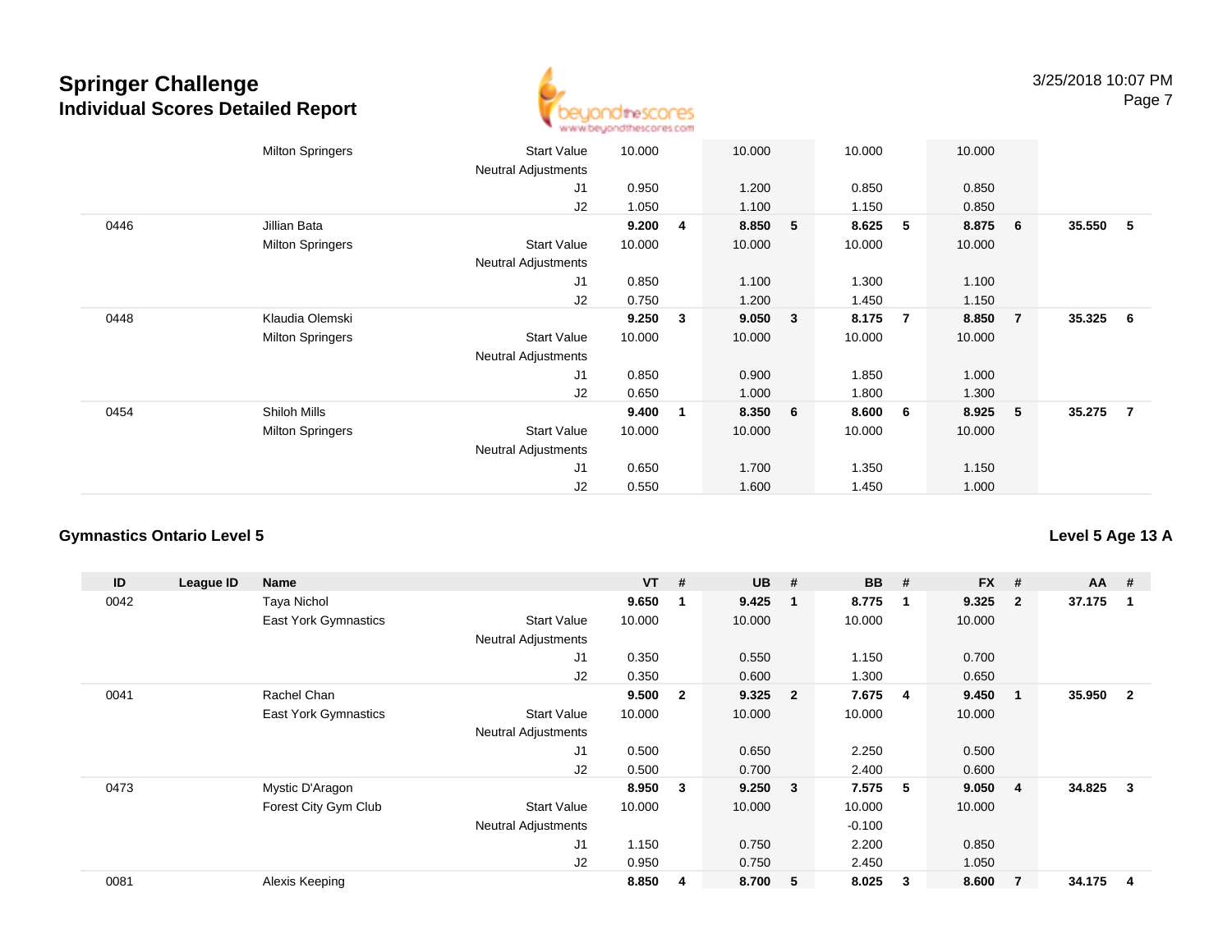# Springer Challenge
## Individual Scores Detailed Report

3/25/2018 10:07 PM

| ID | League ID | Name | | VT | # | UB | # | BB | # | FX | # | AA | # |
|---|---|---|---|---|---|---|---|---|---|---|---|---|---|
| | | Milton Springers | Start Value | 10.000 | | 10.000 | | 10.000 | | 10.000 | | | |
| | | | Neutral Adjustments | | | | | | | | | | |
| | | | J1 | 0.950 | | 1.200 | | 0.850 | | 0.850 | | | |
| | | | J2 | 1.050 | | 1.100 | | 1.150 | | 0.850 | | | |
| 0446 | | Jillian Bata | | **9.200** | **4** | **8.850** | **5** | **8.625** | **5** | **8.875** | **6** | **35.550** | **5** |
| | | Milton Springers | Start Value | 10.000 | | 10.000 | | 10.000 | | 10.000 | | | |
| | | | Neutral Adjustments | | | | | | | | | | |
| | | | J1 | 0.850 | | 1.100 | | 1.300 | | 1.100 | | | |
| | | | J2 | 0.750 | | 1.200 | | 1.450 | | 1.150 | | | |
| 0448 | | Klaudia Olemski | | **9.250** | **3** | **9.050** | **3** | **8.175** | **7** | **8.850** | **7** | **35.325** | **6** |
| | | Milton Springers | Start Value | 10.000 | | 10.000 | | 10.000 | | 10.000 | | | |
| | | | Neutral Adjustments | | | | | | | | | | |
| | | | J1 | 0.850 | | 0.900 | | 1.850 | | 1.000 | | | |
| | | | J2 | 0.650 | | 1.000 | | 1.800 | | 1.300 | | | |
| 0454 | | Shiloh Mills | | **9.400** | **1** | **8.350** | **6** | **8.600** | **6** | **8.925** | **5** | **35.275** | **7** |
| | | Milton Springers | Start Value | 10.000 | | 10.000 | | 10.000 | | 10.000 | | | |
| | | | Neutral Adjustments | | | | | | | | | | |
| | | | J1 | 0.650 | | 1.700 | | 1.350 | | 1.150 | | | |
| | | | J2 | 0.550 | | 1.600 | | 1.450 | | 1.000 | | | |

### Gymnastics Ontario Level 5

**Level 5 Age 13 A**

| ID | League ID | Name | | VT | # | UB | # | BB | # | FX | # | AA | # |
|---|---|---|---|---|---|---|---|---|---|---|---|---|---|
| 0042 | | Taya Nichol | | **9.650** | **1** | **9.425** | **1** | **8.775** | **1** | **9.325** | **2** | **37.175** | **1** |
| | | East York Gymnastics | Start Value | 10.000 | | 10.000 | | 10.000 | | 10.000 | | | |
| | | | Neutral Adjustments | | | | | | | | | | |
| | | | J1 | 0.350 | | 0.550 | | 1.150 | | 0.700 | | | |
| | | | J2 | 0.350 | | 0.600 | | 1.300 | | 0.650 | | | |
| 0041 | | Rachel Chan | | **9.500** | **2** | **9.325** | **2** | **7.675** | **4** | **9.450** | **1** | **35.950** | **2** |
| | | East York Gymnastics | Start Value | 10.000 | | 10.000 | | 10.000 | | 10.000 | | | |
| | | | Neutral Adjustments | | | | | | | | | | |
| | | | J1 | 0.500 | | 0.650 | | 2.250 | | 0.500 | | | |
| | | | J2 | 0.500 | | 0.700 | | 2.400 | | 0.600 | | | |
| 0473 | | Mystic D'Aragon | | **8.950** | **3** | **9.250** | **3** | **7.575** | **5** | **9.050** | **4** | **34.825** | **3** |
| | | Forest City Gym Club | Start Value | 10.000 | | 10.000 | | 10.000 | | 10.000 | | | |
| | | | Neutral Adjustments | | | | | -0.100 | | | | | |
| | | | J1 | 1.150 | | 0.750 | | 2.200 | | 0.850 | | | |
| | | | J2 | 0.950 | | 0.750 | | 2.450 | | 1.050 | | | |
| 0081 | | Alexis Keeping | | **8.850** | **4** | **8.700** | **5** | **8.025** | **3** | **8.600** | **7** | **34.175** | **4** |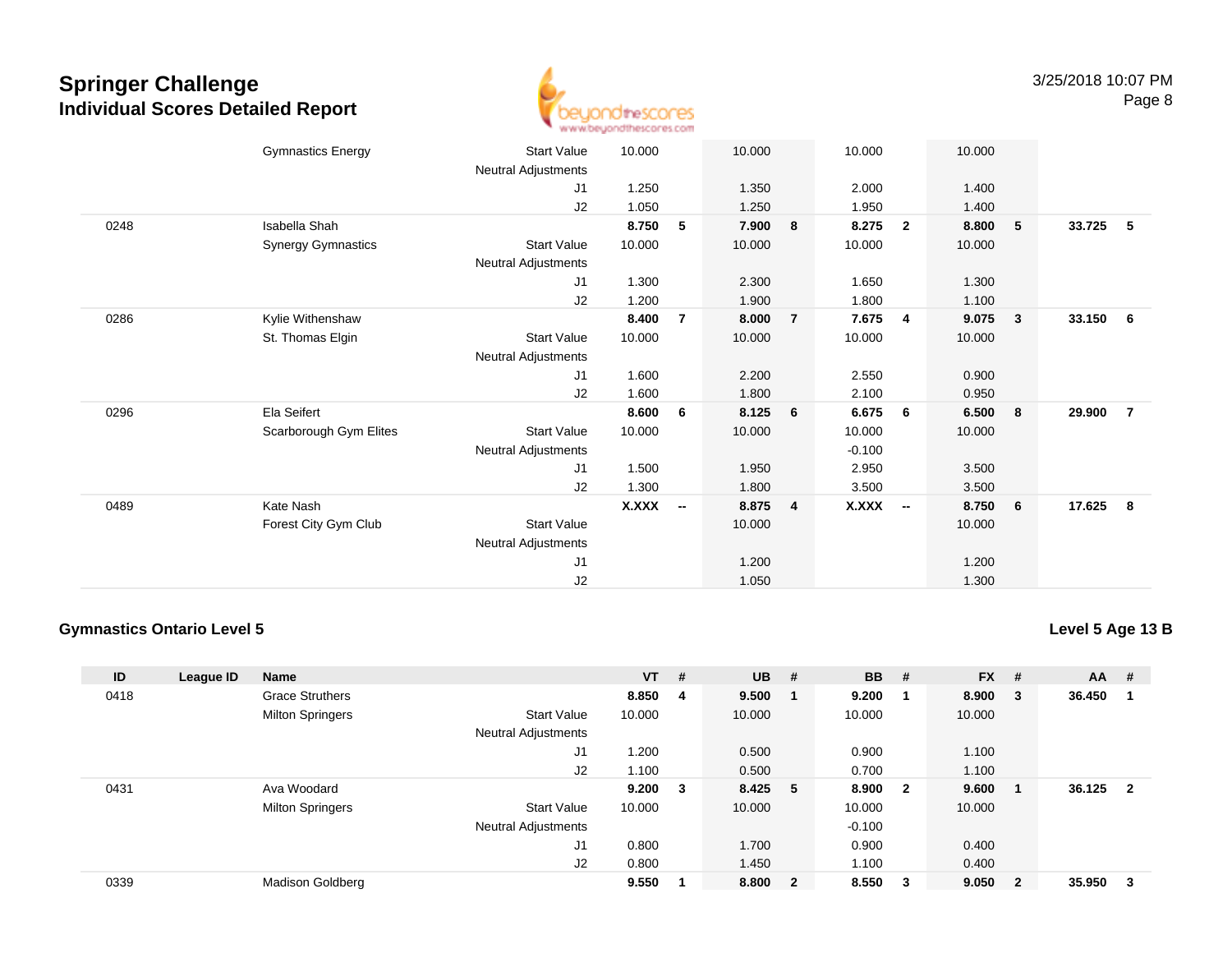# Springer Challenge
## Individual Scores Detailed Report

3/25/2018 10:07 PM

| ID | League ID | Name | | VT | # | UB | # | BB | # | FX | # | AA | # |
|---|---|---|---|---|---|---|---|---|---|---|---|---|---|
| | | Gymnastics Energy | Start Value | 10.000 | | 10.000 | | 10.000 | | 10.000 | | | |
| | | | Neutral Adjustments | | | | | | | | | | |
| | | | J1 | 1.250 | | 1.350 | | 2.000 | | 1.400 | | | |
| | | | J2 | 1.050 | | 1.250 | | 1.950 | | 1.400 | | | |
| 0248 | | Isabella Shah | | **8.750** | **5** | **7.900** | **8** | **8.275** | **2** | **8.800** | **5** | **33.725** | **5** |
| | | Synergy Gymnastics | Start Value | 10.000 | | 10.000 | | 10.000 | | 10.000 | | | |
| | | | Neutral Adjustments | | | | | | | | | | |
| | | | J1 | 1.300 | | 2.300 | | 1.650 | | 1.300 | | | |
| | | | J2 | 1.200 | | 1.900 | | 1.800 | | 1.100 | | | |
| 0286 | | Kylie Withenshaw | | **8.400** | **7** | **8.000** | **7** | **7.675** | **4** | **9.075** | **3** | **33.150** | **6** |
| | | St. Thomas Elgin | Start Value | 10.000 | | 10.000 | | 10.000 | | 10.000 | | | |
| | | | Neutral Adjustments | | | | | | | | | | |
| | | | J1 | 1.600 | | 2.200 | | 2.550 | | 0.900 | | | |
| | | | J2 | 1.600 | | 1.800 | | 2.100 | | 0.950 | | | |
| 0296 | | Ela Seifert | | **8.600** | **6** | **8.125** | **6** | **6.675** | **6** | **6.500** | **8** | **29.900** | **7** |
| | | Scarborough Gym Elites | Start Value | 10.000 | | 10.000 | | 10.000 | | 10.000 | | | |
| | | | Neutral Adjustments | | | | | -0.100 | | | | | |
| | | | J1 | 1.500 | | 1.950 | | 2.950 | | 3.500 | | | |
| | | | J2 | 1.300 | | 1.800 | | 3.500 | | 3.500 | | | |
| 0489 | | Kate Nash | | **X.XXX** | **--** | **8.875** | **4** | **X.XXX** | **--** | **8.750** | **6** | **17.625** | **8** |
| | | Forest City Gym Club | Start Value | | | 10.000 | | | | 10.000 | | | |
| | | | Neutral Adjustments | | | | | | | | | | |
| | | | J1 | | | 1.200 | | | | 1.200 | | | |
| | | | J2 | | | 1.050 | | | | 1.300 | | | |

### Gymnastics Ontario Level 5

**Level 5 Age 13 B**

| ID | League ID | Name | | VT | # | UB | # | BB | # | FX | # | AA | # |
|---|---|---|---|---|---|---|---|---|---|---|---|---|---|
| 0418 | | Grace Struthers | | **8.850** | **4** | **9.500** | **1** | **9.200** | **1** | **8.900** | **3** | **36.450** | **1** |
| | | Milton Springers | Start Value | 10.000 | | 10.000 | | 10.000 | | 10.000 | | | |
| | | | Neutral Adjustments | | | | | | | | | | |
| | | | J1 | 1.200 | | 0.500 | | 0.900 | | 1.100 | | | |
| | | | J2 | 1.100 | | 0.500 | | 0.700 | | 1.100 | | | |
| 0431 | | Ava Woodard | | **9.200** | **3** | **8.425** | **5** | **8.900** | **2** | **9.600** | **1** | **36.125** | **2** |
| | | Milton Springers | Start Value | 10.000 | | 10.000 | | 10.000 | | 10.000 | | | |
| | | | Neutral Adjustments | | | | | -0.100 | | | | | |
| | | | J1 | 0.800 | | 1.700 | | 0.900 | | 0.400 | | | |
| | | | J2 | 0.800 | | 1.450 | | 1.100 | | 0.400 | | | |
| 0339 | | Madison Goldberg | | **9.550** | **1** | **8.800** | **2** | **8.550** | **3** | **9.050** | **2** | **35.950** | **3** |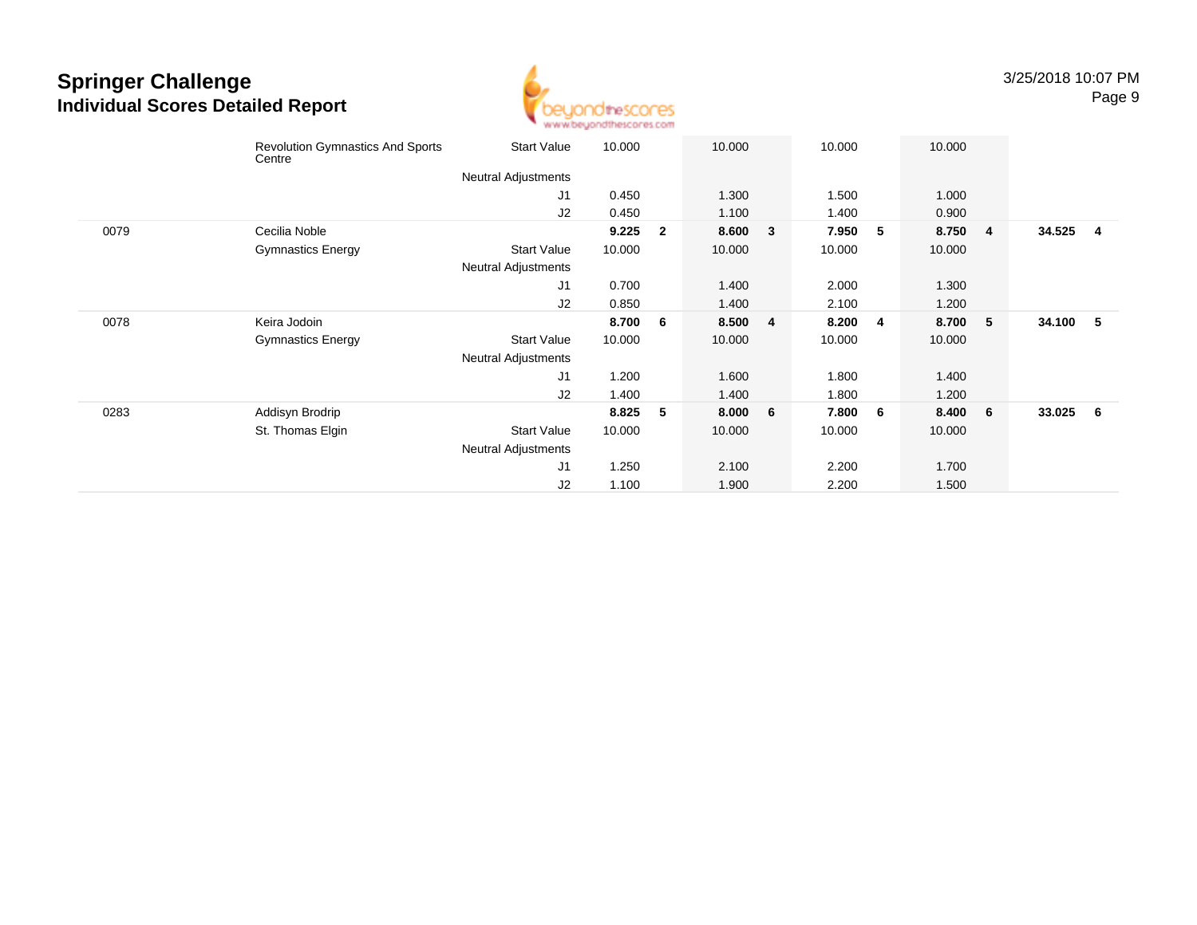# Springer Challenge

## Individual Scores Detailed Report

3/25/2018 10:07 PM

| | | | | | | | | | | | | |
|---|---|---|---|---|---|---|---|---|---|---|---|---|
| | Revolution Gymnastics And Sports Centre | Start Value | 10.000 | | 10.000 | | 10.000 | | 10.000 | | | |
| | | Neutral Adjustments | | | | | | | | | | |
| | | J1 | 0.450 | | 1.300 | | 1.500 | | 1.000 | | | |
| | | J2 | 0.450 | | 1.100 | | 1.400 | | 0.900 | | | |
| 0079 | Cecilia Noble | | **9.225** | **2** | **8.600** | **3** | **7.950** | **5** | **8.750** | **4** | **34.525** | **4** |
| | Gymnastics Energy | Start Value | 10.000 | | 10.000 | | 10.000 | | 10.000 | | | |
| | | Neutral Adjustments | | | | | | | | | | |
| | | J1 | 0.700 | | 1.400 | | 2.000 | | 1.300 | | | |
| | | J2 | 0.850 | | 1.400 | | 2.100 | | 1.200 | | | |
| 0078 | Keira Jodoin | | **8.700** | **6** | **8.500** | **4** | **8.200** | **4** | **8.700** | **5** | **34.100** | **5** |
| | Gymnastics Energy | Start Value | 10.000 | | 10.000 | | 10.000 | | 10.000 | | | |
| | | Neutral Adjustments | | | | | | | | | | |
| | | J1 | 1.200 | | 1.600 | | 1.800 | | 1.400 | | | |
| | | J2 | 1.400 | | 1.400 | | 1.800 | | 1.200 | | | |
| 0283 | Addisyn Brodrip | | **8.825** | **5** | **8.000** | **6** | **7.800** | **6** | **8.400** | **6** | **33.025** | **6** |
| | St. Thomas Elgin | Start Value | 10.000 | | 10.000 | | 10.000 | | 10.000 | | | |
| | | Neutral Adjustments | | | | | | | | | | |
| | | J1 | 1.250 | | 2.100 | | 2.200 | | 1.700 | | | |
| | | J2 | 1.100 | | 1.900 | | 2.200 | | 1.500 | | | |